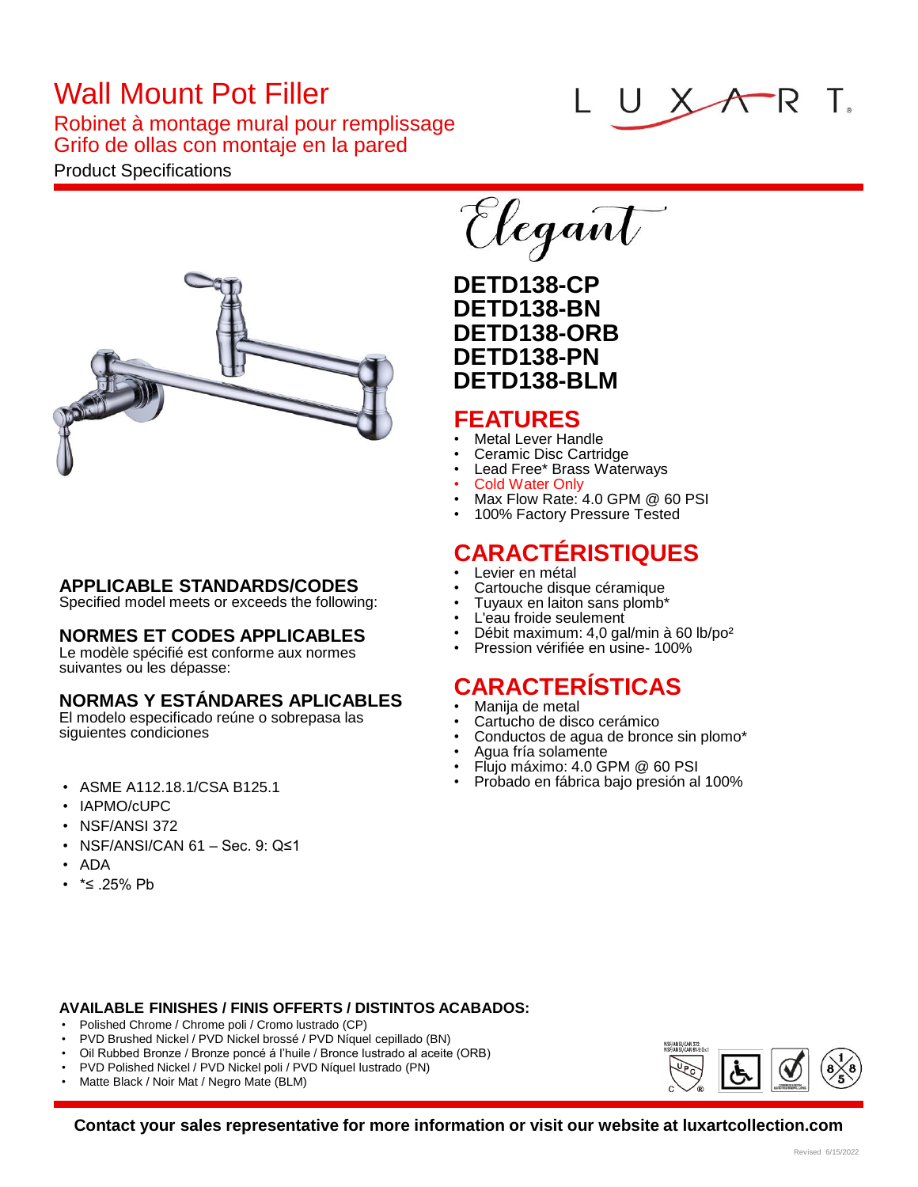# Wall Mount Pot Filler

## Robinet à montage mural pour remplissage
## Grifo de ollas con montaje en la pared

Product Specifications

LUXART

Elegant

**DETD138-CP**
**DETD138-BN**
**DETD138-ORB**
**DETD138-PN**
**DETD138-BLM**

## FEATURES

- Metal Lever Handle
- Ceramic Disc Cartridge
- Lead Free* Brass Waterways
- Cold Water Only
- Max Flow Rate: 4.0 GPM @ 60 PSI
- 100% Factory Pressure Tested

## CARACTÉRISTIQUES

- Levier en métal
- Cartouche disque céramique
- Tuyaux en laiton sans plomb*
- L'eau froide seulement
- Débit maximum: 4,0 gal/min à 60 lb/po²
- Pression vérifiée en usine- 100%

## CARACTERÍSTICAS

- Manija de metal
- Cartucho de disco cerámico
- Conductos de agua de bronce sin plomo*
- Agua fría solamente
- Flujo máximo: 4.0 GPM @ 60 PSI
- Probado en fábrica bajo presión al 100%

### APPLICABLE STANDARDS/CODES

Specified model meets or exceeds the following:

### NORMES ET CODES APPLICABLES

Le modèle spécifié est conforme aux normes suivantes ou les dépasse:

### NORMAS Y ESTÁNDARES APLICABLES

El modelo especificado reúne o sobrepasa las siguientes condiciones

- ASME A112.18.1/CSA B125.1
- IAPMO/cUPC
- NSF/ANSI 372
- NSF/ANSI/CAN 61 – Sec. 9: Q≤1
- ADA
- *≤ .25% Pb

### AVAILABLE FINISHES / FINIS OFFERTS / DISTINTOS ACABADOS:

- Polished Chrome / Chrome poli / Cromo lustrado (CP)
- PVD Brushed Nickel / PVD Nickel brossé / PVD Níquel cepillado (BN)
- Oil Rubbed Bronze / Bronze poncé á l'huile / Bronce lustrado al aceite (ORB)
- PVD Polished Nickel / PVD Nickel poli / PVD Níquel lustrado (PN)
- Matte Black / Noir Mat / Negro Mate (BLM)

**Contact your sales representative for more information or visit our website at luxartcollection.com**

Revised 6/15/2022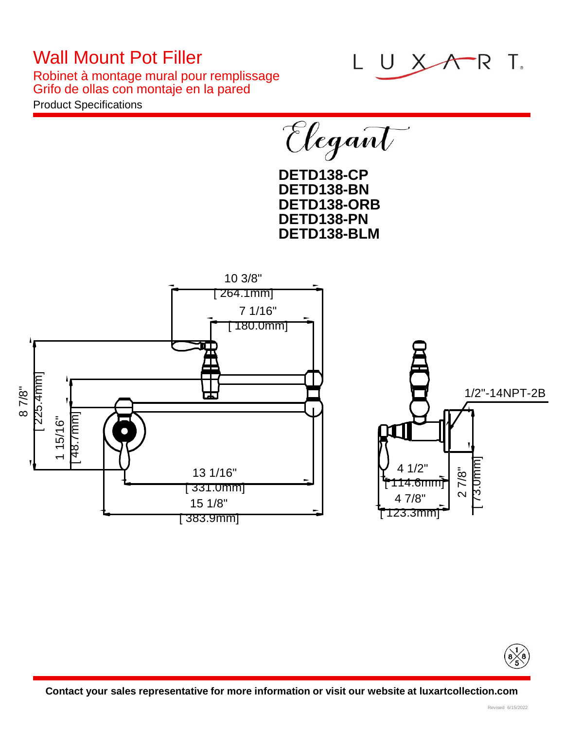# Wall Mount Pot Filler

Robinet à montage mural pour remplissage
Grifo de ollas con montaje en la pared

Product Specifications

LUXART

Elegant

**DETD138-CP**
**DETD138-BN**
**DETD138-ORB**
**DETD138-PN**
**DETD138-BLM**

10 3/8"
[ 264.1mm]
7 1/16"
[ 180.0mm]
8 7/8"
[ 225.4mm]
1 15/16"
[ 48.7mm]
13 1/16"
[ 331.0mm]
15 1/8"
[ 383.9mm]

1/2"-14NPT-2B
4 1/2"
[ 114.6mm]
4 7/8"
[ 123.3mm]
2 7/8"
[ 73.0mm]

**Contact your sales representative for more information or visit our website at luxartcollection.com**

Revised 6/15/2022